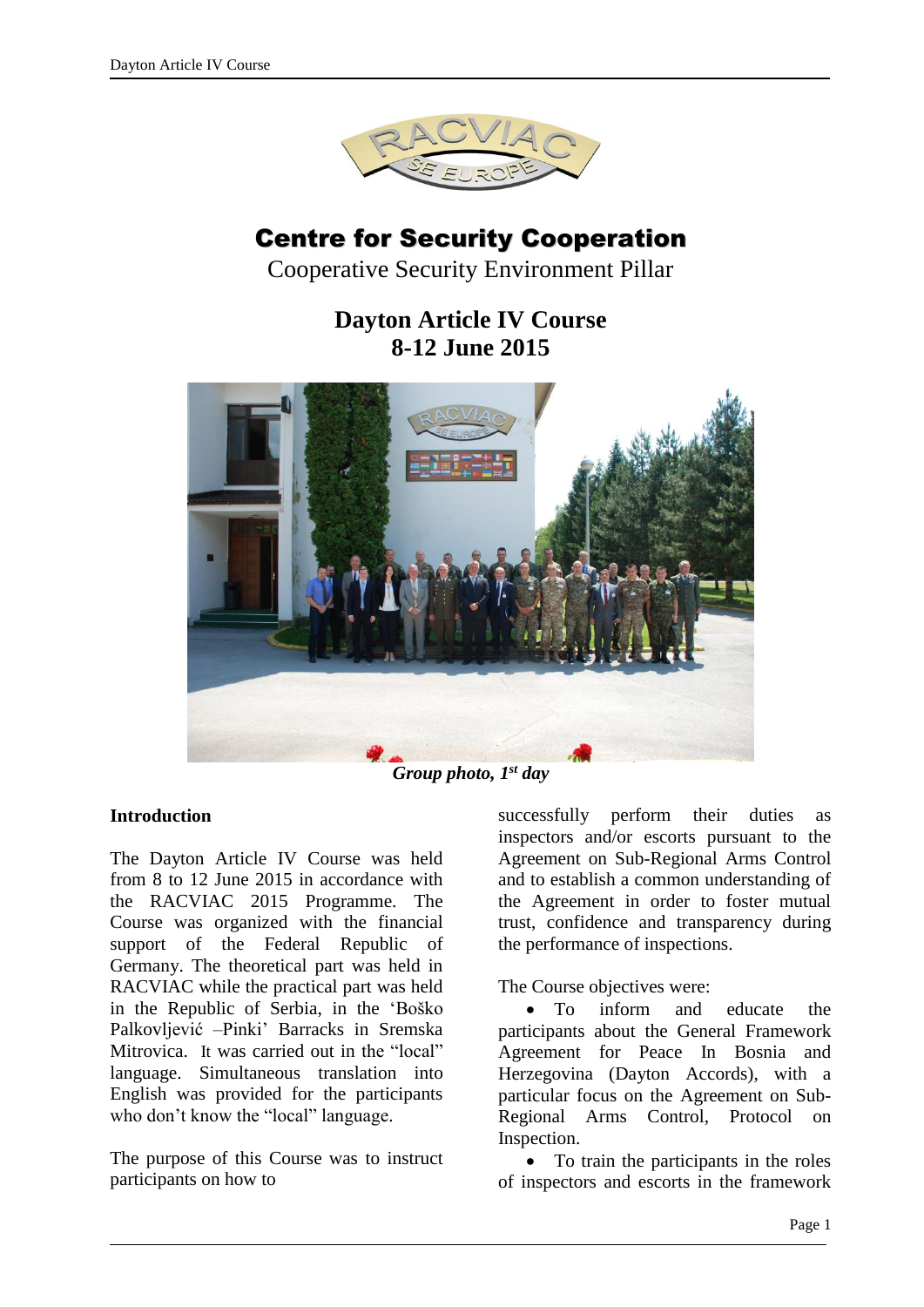# Centre for Security Cooperation

Cooperative Security Environment Pillar

## Dayton Article IV Course
## 8-12 June 2015

***Group photo, 1st day***

### Introduction

The Dayton Article IV Course was held from 8 to 12 June 2015 in accordance with the RACVIAC 2015 Programme. The Course was organized with the financial support of the Federal Republic of Germany. The theoretical part was held in RACVIAC while the practical part was held in the Republic of Serbia, in the 'Boško Palkovljević –Pinki' Barracks in Sremska Mitrovica. It was carried out in the "local" language. Simultaneous translation into English was provided for the participants who don't know the "local" language.

The purpose of this Course was to instruct participants on how to successfully perform their duties as inspectors and/or escorts pursuant to the Agreement on Sub-Regional Arms Control and to establish a common understanding of the Agreement in order to foster mutual trust, confidence and transparency during the performance of inspections.

The Course objectives were:

- To inform and educate the participants about the General Framework Agreement for Peace In Bosnia and Herzegovina (Dayton Accords), with a particular focus on the Agreement on Sub-Regional Arms Control, Protocol on Inspection.
- To train the participants in the roles of inspectors and escorts in the framework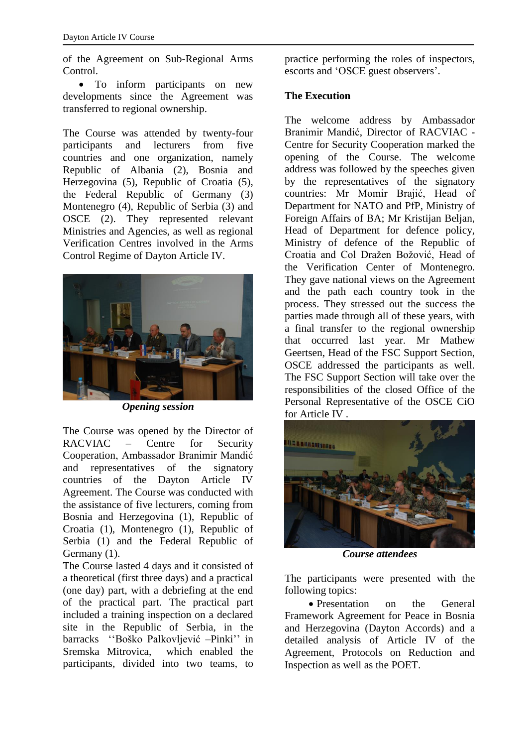of the Agreement on Sub-Regional Arms Control.

- To inform participants on new developments since the Agreement was transferred to regional ownership.

The Course was attended by twenty-four participants and lecturers from five countries and one organization, namely Republic of Albania (2), Bosnia and Herzegovina (5), Republic of Croatia (5), the Federal Republic of Germany (3) Montenegro (4), Republic of Serbia (3) and OSCE (2). They represented relevant Ministries and Agencies, as well as regional Verification Centres involved in the Arms Control Regime of Dayton Article IV.

***Opening session***

The Course was opened by the Director of RACVIAC – Centre for Security Cooperation, Ambassador Branimir Mandić and representatives of the signatory countries of the Dayton Article IV Agreement. The Course was conducted with the assistance of five lecturers, coming from Bosnia and Herzegovina (1), Republic of Croatia (1), Montenegro (1), Republic of Serbia (1) and the Federal Republic of Germany (1).

The Course lasted 4 days and it consisted of a theoretical (first three days) and a practical (one day) part, with a debriefing at the end of the practical part. The practical part included a training inspection on a declared site in the Republic of Serbia, in the barracks ''Boško Palkovljević –Pinki'' in Sremska Mitrovica, which enabled the participants, divided into two teams, to practice performing the roles of inspectors, escorts and 'OSCE guest observers'.

**The Execution**

The welcome address by Ambassador Branimir Mandić, Director of RACVIAC - Centre for Security Cooperation marked the opening of the Course. The welcome address was followed by the speeches given by the representatives of the signatory countries: Mr Momir Brajić, Head of Department for NATO and PfP, Ministry of Foreign Affairs of BA; Mr Kristijan Beljan, Head of Department for defence policy, Ministry of defence of the Republic of Croatia and Col Dražen Božović, Head of the Verification Center of Montenegro. They gave national views on the Agreement and the path each country took in the process. They stressed out the success the parties made through all of these years, with a final transfer to the regional ownership that occurred last year. Mr Mathew Geertsen, Head of the FSC Support Section, OSCE addressed the participants as well. The FSC Support Section will take over the responsibilities of the closed Office of the Personal Representative of the OSCE CiO for Article IV .

***Course attendees***

The participants were presented with the following topics:

- Presentation on the General Framework Agreement for Peace in Bosnia and Herzegovina (Dayton Accords) and a detailed analysis of Article IV of the Agreement, Protocols on Reduction and Inspection as well as the POET.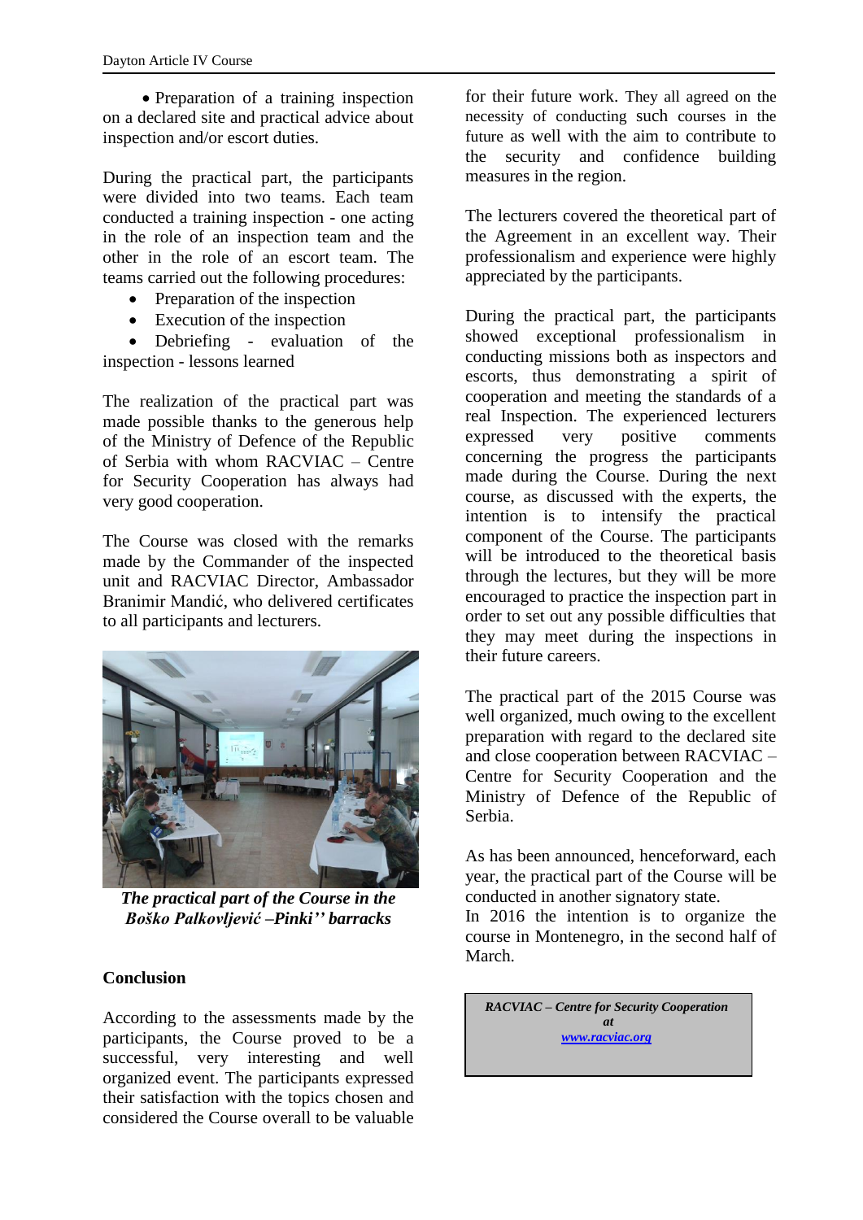- Preparation of a training inspection on a declared site and practical advice about inspection and/or escort duties.

During the practical part, the participants were divided into two teams. Each team conducted a training inspection - one acting in the role of an inspection team and the other in the role of an escort team. The teams carried out the following procedures:

- Preparation of the inspection
- Execution of the inspection
- Debriefing - evaluation of the inspection - lessons learned

The realization of the practical part was made possible thanks to the generous help of the Ministry of Defence of the Republic of Serbia with whom RACVIAC – Centre for Security Cooperation has always had very good cooperation.

The Course was closed with the remarks made by the Commander of the inspected unit and RACVIAC Director, Ambassador Branimir Mandić, who delivered certificates to all participants and lecturers.

***The practical part of the Course in the Boško Palkovljević –Pinki'' barracks***

## Conclusion

According to the assessments made by the participants, the Course proved to be a successful, very interesting and well organized event. The participants expressed their satisfaction with the topics chosen and considered the Course overall to be valuable for their future work. They all agreed on the necessity of conducting such courses in the future as well with the aim to contribute to the security and confidence building measures in the region.

The lecturers covered the theoretical part of the Agreement in an excellent way. Their professionalism and experience were highly appreciated by the participants.

During the practical part, the participants showed exceptional professionalism in conducting missions both as inspectors and escorts, thus demonstrating a spirit of cooperation and meeting the standards of a real Inspection. The experienced lecturers expressed very positive comments concerning the progress the participants made during the Course. During the next course, as discussed with the experts, the intention is to intensify the practical component of the Course. The participants will be introduced to the theoretical basis through the lectures, but they will be more encouraged to practice the inspection part in order to set out any possible difficulties that they may meet during the inspections in their future careers.

The practical part of the 2015 Course was well organized, much owing to the excellent preparation with regard to the declared site and close cooperation between RACVIAC – Centre for Security Cooperation and the Ministry of Defence of the Republic of Serbia.

As has been announced, henceforward, each year, the practical part of the Course will be conducted in another signatory state.

In 2016 the intention is to organize the course in Montenegro, in the second half of March.

***RACVIAC – Centre for Security Cooperation at [www.racviac.org](http://www.racviac.org)***